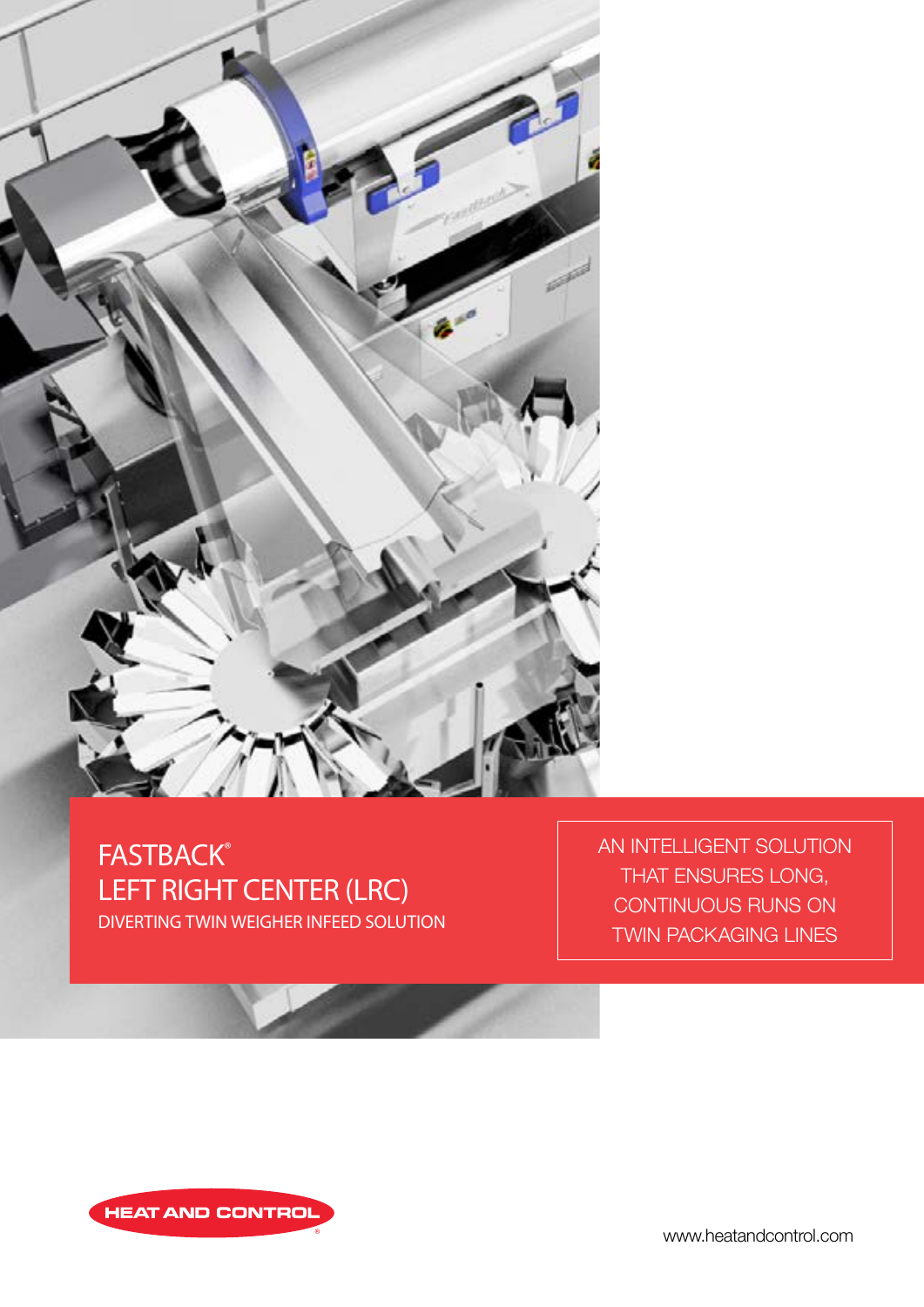# FASTBACK®
# LEFT RIGHT CENTER (LRC)

## DIVERTING TWIN WEIGHER INFEED SOLUTION

AN INTELLIGENT SOLUTION THAT ENSURES LONG, CONTINUOUS RUNS ON TWIN PACKAGING LINES

HEAT AND CONTROL®

www.heatandcontrol.com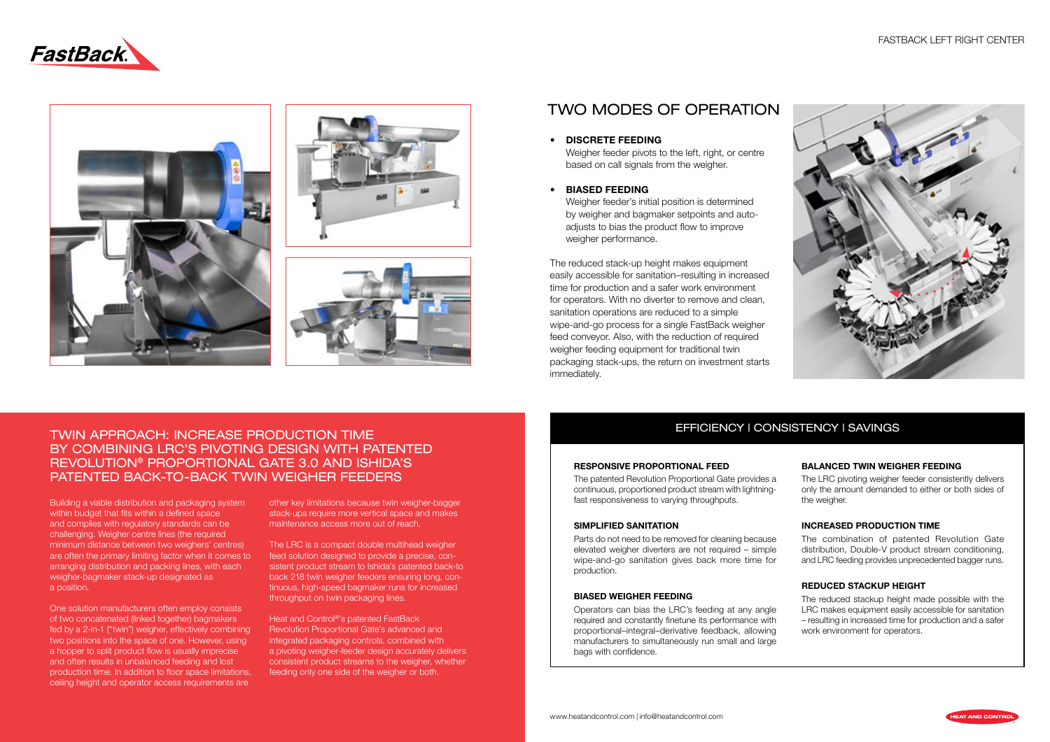## TWO MODES OF OPERATION

- **DISCRETE FEEDING**
  Weigher feeder pivots to the left, right, or centre based on call signals from the weigher.

- **BIASED FEEDING**
  Weigher feeder's initial position is determined by weigher and bagmaker setpoints and auto-adjusts to bias the product flow to improve weigher performance.

The reduced stack-up height makes equipment easily accessible for sanitation–resulting in increased time for production and a safer work environment for operators. With no diverter to remove and clean, sanitation operations are reduced to a simple wipe-and-go process for a single FastBack weigher feed conveyor. Also, with the reduction of required weigher feeding equipment for traditional twin packaging stack-ups, the return on investment starts immediately.

## TWIN APPROACH: INCREASE PRODUCTION TIME BY COMBINING LRC'S PIVOTING DESIGN WITH PATENTED REVOLUTION® PROPORTIONAL GATE 3.0 AND ISHIDA'S PATENTED BACK-TO-BACK TWIN WEIGHER FEEDERS

Building a viable distribution and packaging system within budget that fits within a defined space and complies with regulatory standards can be challenging. Weigher centre lines (the required minimum distance between two weighers' centres) are often the primary limiting factor when it comes to arranging distribution and packing lines, with each weigher-bagmaker stack-up designated as a position.

One solution manufacturers often employ consists of two concatenated (linked together) bagmakers fed by a 2-in-1 ("twin") weigher, effectively combining two positions into the space of one. However, using a hopper to split product flow is usually imprecise and often results in unbalanced feeding and lost production time. In addition to floor space limitations, ceiling height and operator access requirements are other key limitations because twin weigher-bagger stack-ups require more vertical space and makes maintenance access more out of reach.

The LRC is a compact double multihead weigher feed solution designed to provide a precise, consistent product stream to Ishida's patented back-to back 218 twin weigher feeders ensuring long, continuous, high-speed bagmaker runs for increased throughput on twin packaging lines.

Heat and Control®'s patented FastBack Revolution Proportional Gate's advanced and integrated packaging controls, combined with a pivoting weigher-feeder design accurately delivers consistent product streams to the weigher, whether feeding only one side of the weigher or both.

## EFFICIENCY | CONSISTENCY | SAVINGS

**RESPONSIVE PROPORTIONAL FEED**

The patented Revolution Proportional Gate provides a continuous, proportioned product stream with lightning-fast responsiveness to varying throughputs.

**SIMPLIFIED SANITATION**

Parts do not need to be removed for cleaning because elevated weigher diverters are not required – simple wipe-and-go sanitation gives back more time for production.

**BIASED WEIGHER FEEDING**

Operators can bias the LRC's feeding at any angle required and constantly finetune its performance with proportional–integral–derivative feedback, allowing manufacturers to simultaneously run small and large bags with confidence.

**BALANCED TWIN WEIGHER FEEDING**

The LRC pivoting weigher feeder consistently delivers only the amount demanded to either or both sides of the weigher.

**INCREASED PRODUCTION TIME**

The combination of patented Revolution Gate distribution, Double-V product stream conditioning, and LRC feeding provides unprecedented bagger runs.

**REDUCED STACKUP HEIGHT**

The reduced stackup height made possible with the LRC makes equipment easily accessible for sanitation – resulting in increased time for production and a safer work environment for operators.

www.heatandcontrol.com | info@heatandcontrol.com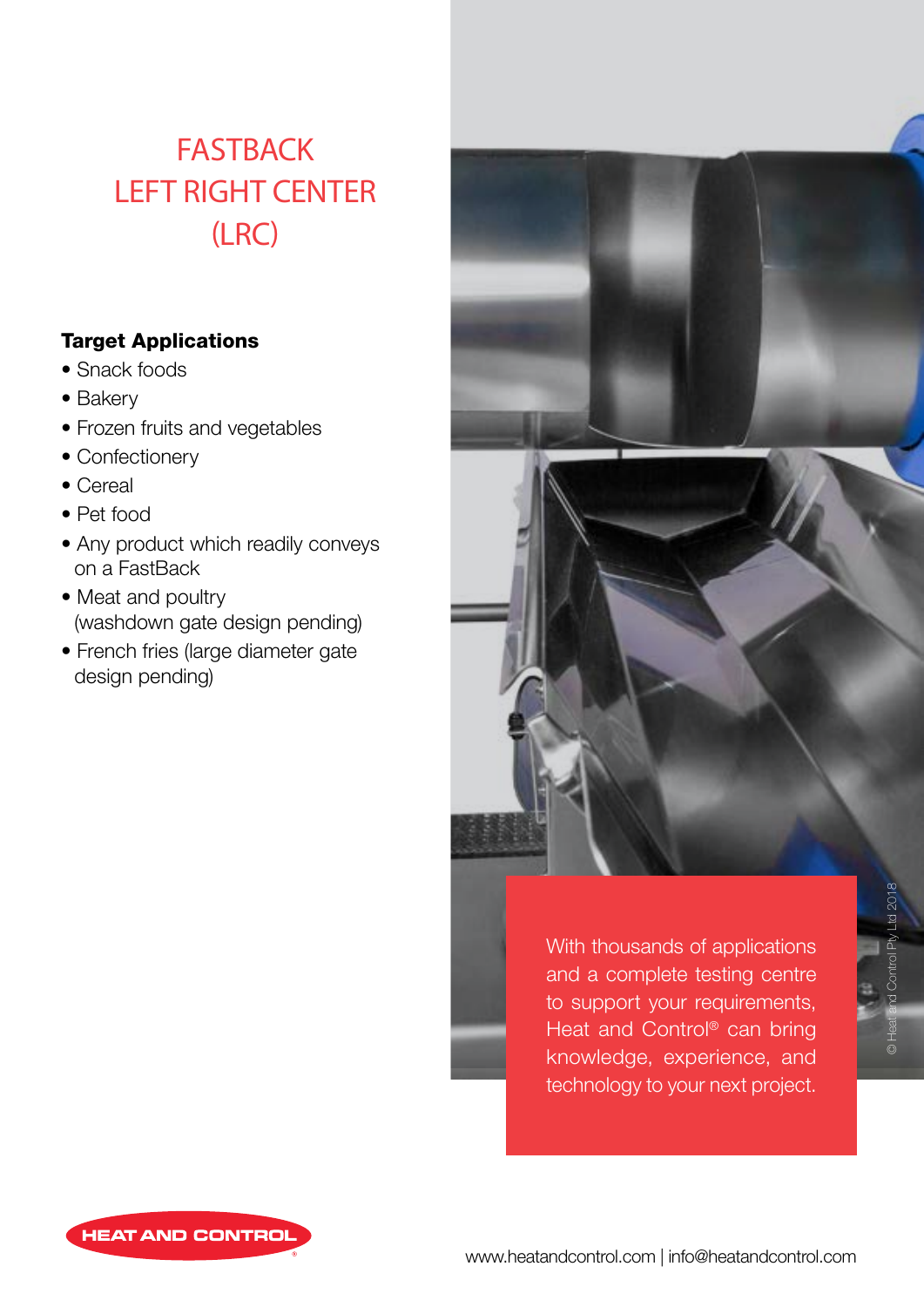# FASTBACK LEFT RIGHT CENTER (LRC)

**Target Applications**

- Snack foods
- Bakery
- Frozen fruits and vegetables
- Confectionery
- Cereal
- Pet food
- Any product which readily conveys on a FastBack
- Meat and poultry (washdown gate design pending)
- French fries (large diameter gate design pending)

With thousands of applications and a complete testing centre to support your requirements, Heat and Control® can bring knowledge, experience, and technology to your next project.

© Heat and Control Pty Ltd 2018

HEAT AND CONTROL®

www.heatandcontrol.com | info@heatandcontrol.com